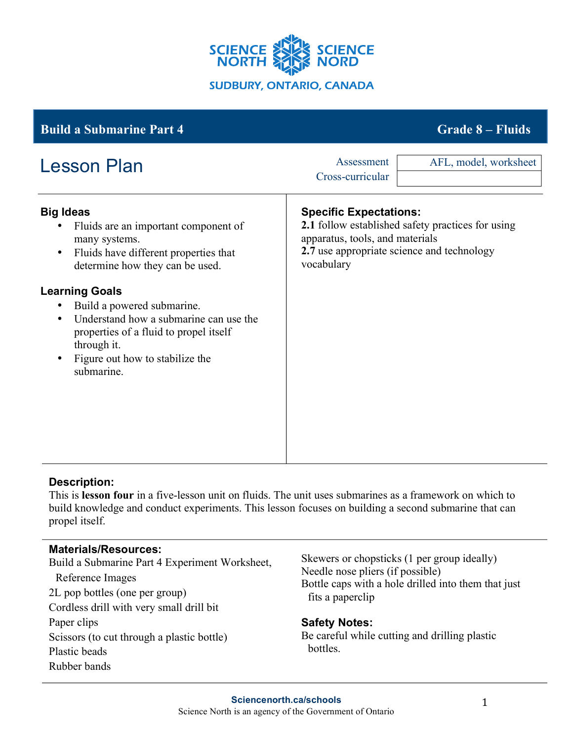SCIENCE NORTH SCIENCE NORD

SUDBURY, ONTARIO, CANADA

## Build a Submarine Part 4 — Grade 8 – Fluids

# Lesson Plan

| Assessment | AFL, model, worksheet |
| --- | --- |
| Cross-curricular | |

### Big Ideas

- Fluids are an important component of many systems.
- Fluids have different properties that determine how they can be used.

### Learning Goals

- Build a powered submarine.
- Understand how a submarine can use the properties of a fluid to propel itself through it.
- Figure out how to stabilize the submarine.

### Specific Expectations:

**2.1** follow established safety practices for using apparatus, tools, and materials
**2.7** use appropriate science and technology vocabulary

### Description:

This is **lesson four** in a five-lesson unit on fluids. The unit uses submarines as a framework on which to build knowledge and conduct experiments. This lesson focuses on building a second submarine that can propel itself.

### Materials/Resources:

Build a Submarine Part 4 Experiment Worksheet, Reference Images
2L pop bottles (one per group)
Cordless drill with very small drill bit
Paper clips
Scissors (to cut through a plastic bottle)
Plastic beads
Rubber bands
Skewers or chopsticks (1 per group ideally)
Needle nose pliers (if possible)
Bottle caps with a hole drilled into them that just fits a paperclip

### Safety Notes:

Be careful while cutting and drilling plastic bottles.

Sciencenorth.ca/schools
Science North is an agency of the Government of Ontario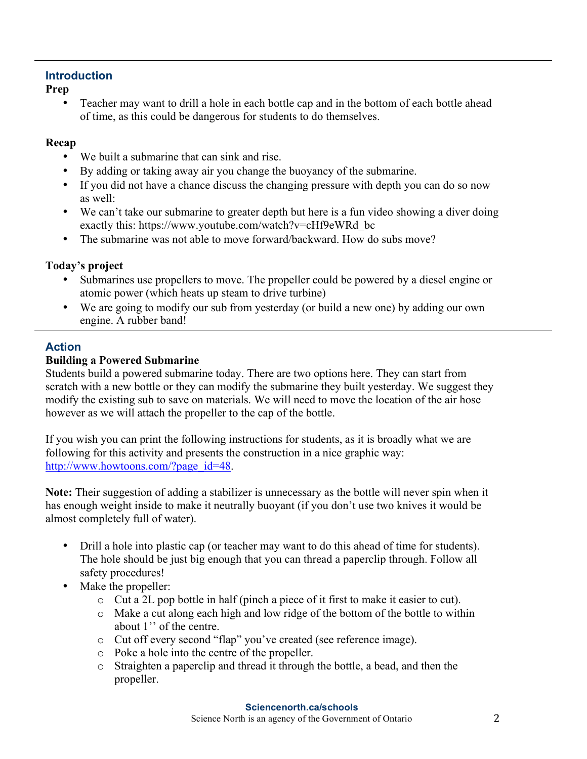## Introduction

**Prep**

- Teacher may want to drill a hole in each bottle cap and in the bottom of each bottle ahead of time, as this could be dangerous for students to do themselves.

**Recap**

- We built a submarine that can sink and rise.
- By adding or taking away air you change the buoyancy of the submarine.
- If you did not have a chance discuss the changing pressure with depth you can do so now as well:
- We can't take our submarine to greater depth but here is a fun video showing a diver doing exactly this: https://www.youtube.com/watch?v=cHf9eWRd_bc
- The submarine was not able to move forward/backward. How do subs move?

**Today's project**

- Submarines use propellers to move. The propeller could be powered by a diesel engine or atomic power (which heats up steam to drive turbine)
- We are going to modify our sub from yesterday (or build a new one) by adding our own engine. A rubber band!

## Action

**Building a Powered Submarine**

Students build a powered submarine today. There are two options here. They can start from scratch with a new bottle or they can modify the submarine they built yesterday. We suggest they modify the existing sub to save on materials. We will need to move the location of the air hose however as we will attach the propeller to the cap of the bottle.

If you wish you can print the following instructions for students, as it is broadly what we are following for this activity and presents the construction in a nice graphic way: [http://www.howtoons.com/?page_id=48](http://www.howtoons.com/?page_id=48).

**Note:** Their suggestion of adding a stabilizer is unnecessary as the bottle will never spin when it has enough weight inside to make it neutrally buoyant (if you don't use two knives it would be almost completely full of water).

- Drill a hole into plastic cap (or teacher may want to do this ahead of time for students). The hole should be just big enough that you can thread a paperclip through. Follow all safety procedures!
- Make the propeller:
  - Cut a 2L pop bottle in half (pinch a piece of it first to make it easier to cut).
  - Make a cut along each high and low ridge of the bottom of the bottle to within about 1'' of the centre.
  - Cut off every second "flap" you've created (see reference image).
  - Poke a hole into the centre of the propeller.
  - Straighten a paperclip and thread it through the bottle, a bead, and then the propeller.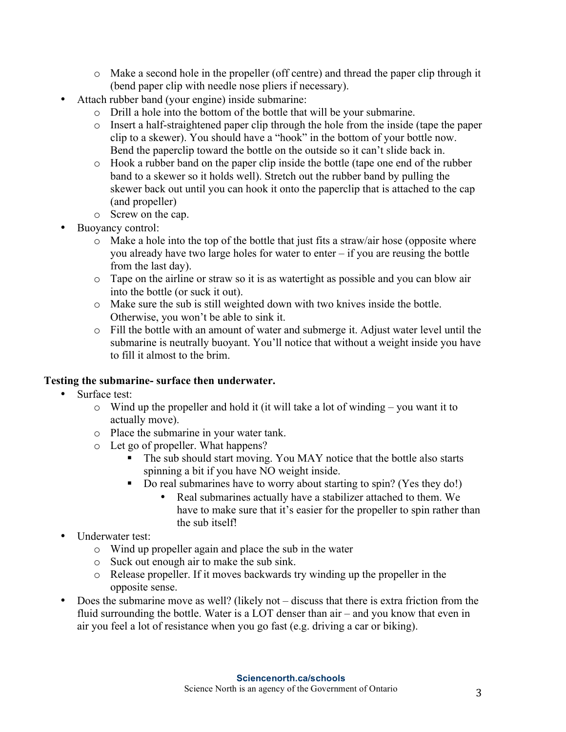- Make a second hole in the propeller (off centre) and thread the paper clip through it (bend paper clip with needle nose pliers if necessary).
- Attach rubber band (your engine) inside submarine:
  - Drill a hole into the bottom of the bottle that will be your submarine.
  - Insert a half-straightened paper clip through the hole from the inside (tape the paper clip to a skewer). You should have a "hook" in the bottom of your bottle now. Bend the paperclip toward the bottle on the outside so it can't slide back in.
  - Hook a rubber band on the paper clip inside the bottle (tape one end of the rubber band to a skewer so it holds well). Stretch out the rubber band by pulling the skewer back out until you can hook it onto the paperclip that is attached to the cap (and propeller)
  - Screw on the cap.
- Buoyancy control:
  - Make a hole into the top of the bottle that just fits a straw/air hose (opposite where you already have two large holes for water to enter – if you are reusing the bottle from the last day).
  - Tape on the airline or straw so it is as watertight as possible and you can blow air into the bottle (or suck it out).
  - Make sure the sub is still weighted down with two knives inside the bottle. Otherwise, you won't be able to sink it.
  - Fill the bottle with an amount of water and submerge it. Adjust water level until the submarine is neutrally buoyant. You'll notice that without a weight inside you have to fill it almost to the brim.

**Testing the submarine- surface then underwater.**

- Surface test:
  - Wind up the propeller and hold it (it will take a lot of winding – you want it to actually move).
  - Place the submarine in your water tank.
  - Let go of propeller. What happens?
    - The sub should start moving. You MAY notice that the bottle also starts spinning a bit if you have NO weight inside.
    - Do real submarines have to worry about starting to spin? (Yes they do!)
      - Real submarines actually have a stabilizer attached to them. We have to make sure that it's easier for the propeller to spin rather than the sub itself!
- Underwater test:
  - Wind up propeller again and place the sub in the water
  - Suck out enough air to make the sub sink.
  - Release propeller. If it moves backwards try winding up the propeller in the opposite sense.
- Does the submarine move as well? (likely not – discuss that there is extra friction from the fluid surrounding the bottle. Water is a LOT denser than air – and you know that even in air you feel a lot of resistance when you go fast (e.g. driving a car or biking).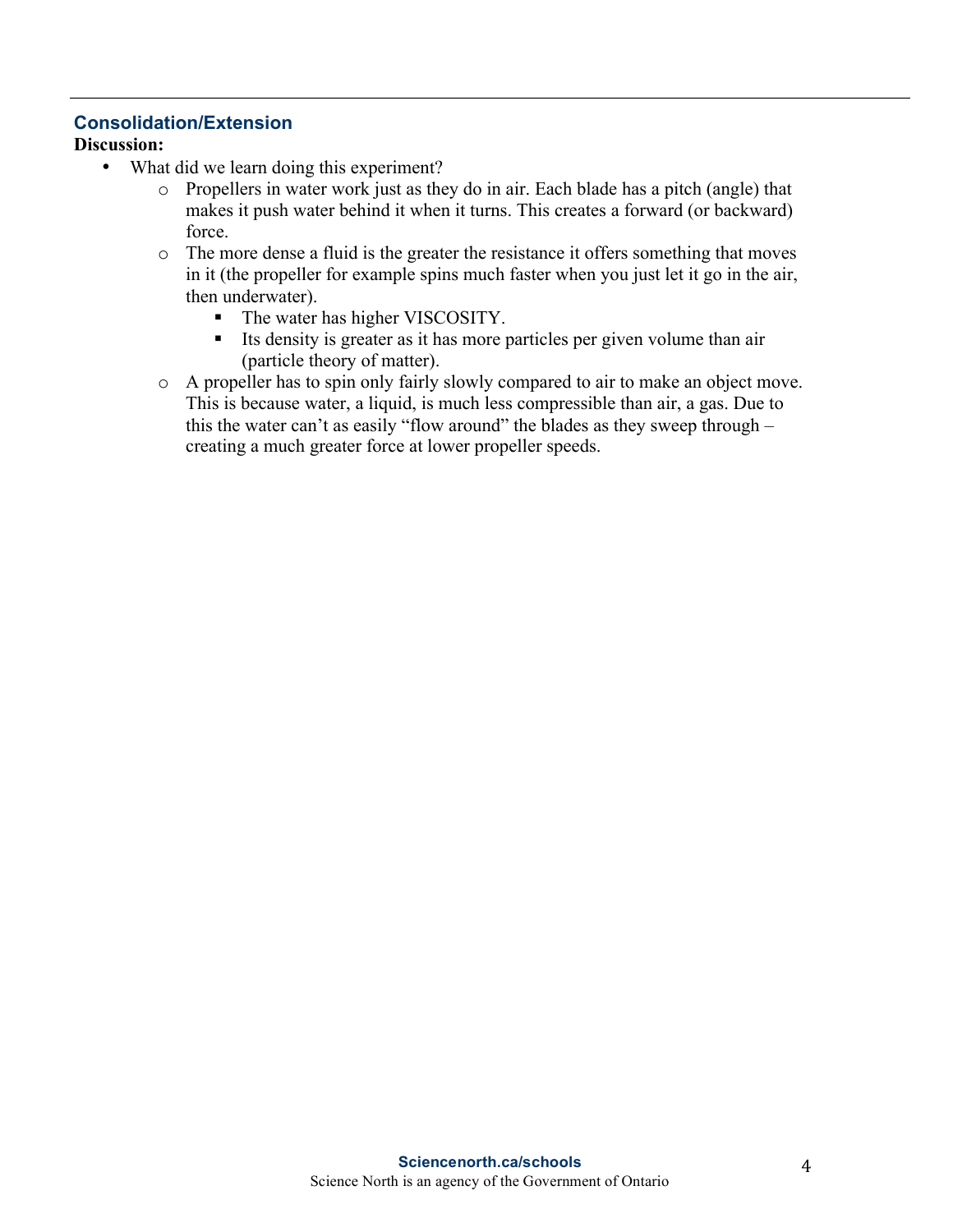## Consolidation/Extension

**Discussion:**

- What did we learn doing this experiment?
  - Propellers in water work just as they do in air. Each blade has a pitch (angle) that makes it push water behind it when it turns. This creates a forward (or backward) force.
  - The more dense a fluid is the greater the resistance it offers something that moves in it (the propeller for example spins much faster when you just let it go in the air, then underwater).
    - The water has higher VISCOSITY.
    - Its density is greater as it has more particles per given volume than air (particle theory of matter).
  - A propeller has to spin only fairly slowly compared to air to make an object move. This is because water, a liquid, is much less compressible than air, a gas. Due to this the water can't as easily "flow around" the blades as they sweep through – creating a much greater force at lower propeller speeds.